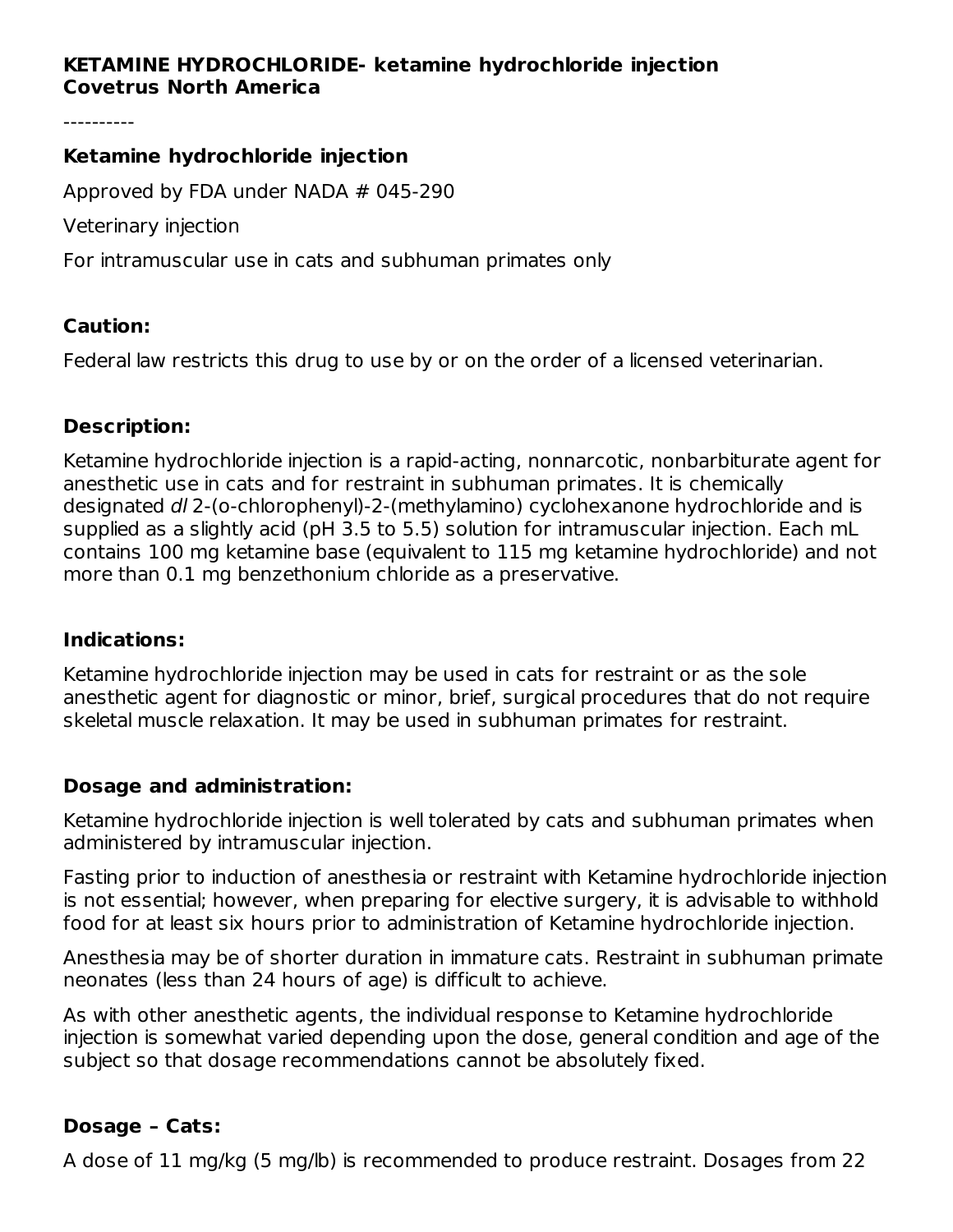**KETAMINE HYDROCHLORIDE- ketamine hydrochloride injection**
**Covetrus North America**

----------

### Ketamine hydrochloride injection

Approved by FDA under NADA # 045-290

Veterinary injection

For intramuscular use in cats and subhuman primates only

### Caution:

Federal law restricts this drug to use by or on the order of a licensed veterinarian.

### Description:

Ketamine hydrochloride injection is a rapid-acting, nonnarcotic, nonbarbiturate agent for anesthetic use in cats and for restraint in subhuman primates. It is chemically designated *dl* 2-(o-chlorophenyl)-2-(methylamino) cyclohexanone hydrochloride and is supplied as a slightly acid (pH 3.5 to 5.5) solution for intramuscular injection. Each mL contains 100 mg ketamine base (equivalent to 115 mg ketamine hydrochloride) and not more than 0.1 mg benzethonium chloride as a preservative.

### Indications:

Ketamine hydrochloride injection may be used in cats for restraint or as the sole anesthetic agent for diagnostic or minor, brief, surgical procedures that do not require skeletal muscle relaxation. It may be used in subhuman primates for restraint.

### Dosage and administration:

Ketamine hydrochloride injection is well tolerated by cats and subhuman primates when administered by intramuscular injection.

Fasting prior to induction of anesthesia or restraint with Ketamine hydrochloride injection is not essential; however, when preparing for elective surgery, it is advisable to withhold food for at least six hours prior to administration of Ketamine hydrochloride injection.

Anesthesia may be of shorter duration in immature cats. Restraint in subhuman primate neonates (less than 24 hours of age) is difficult to achieve.

As with other anesthetic agents, the individual response to Ketamine hydrochloride injection is somewhat varied depending upon the dose, general condition and age of the subject so that dosage recommendations cannot be absolutely fixed.

### Dosage – Cats:

A dose of 11 mg/kg (5 mg/lb) is recommended to produce restraint. Dosages from 22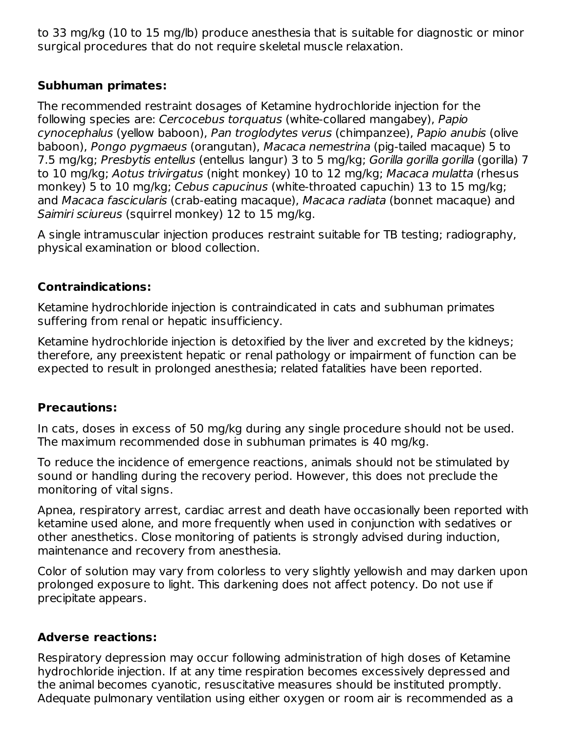to 33 mg/kg (10 to 15 mg/lb) produce anesthesia that is suitable for diagnostic or minor surgical procedures that do not require skeletal muscle relaxation.

**Subhuman primates:**

The recommended restraint dosages of Ketamine hydrochloride injection for the following species are: *Cercocebus torquatus* (white-collared mangabey), *Papio cynocephalus* (yellow baboon), *Pan troglodytes verus* (chimpanzee), *Papio anubis* (olive baboon), *Pongo pygmaeus* (orangutan), *Macaca nemestrina* (pig-tailed macaque) 5 to 7.5 mg/kg; *Presbytis entellus* (entellus langur) 3 to 5 mg/kg; *Gorilla gorilla gorilla* (gorilla) 7 to 10 mg/kg; *Aotus trivirgatus* (night monkey) 10 to 12 mg/kg; *Macaca mulatta* (rhesus monkey) 5 to 10 mg/kg; *Cebus capucinus* (white-throated capuchin) 13 to 15 mg/kg; and *Macaca fascicularis* (crab-eating macaque), *Macaca radiata* (bonnet macaque) and *Saimiri sciureus* (squirrel monkey) 12 to 15 mg/kg.

A single intramuscular injection produces restraint suitable for TB testing; radiography, physical examination or blood collection.

**Contraindications:**

Ketamine hydrochloride injection is contraindicated in cats and subhuman primates suffering from renal or hepatic insufficiency.

Ketamine hydrochloride injection is detoxified by the liver and excreted by the kidneys; therefore, any preexistent hepatic or renal pathology or impairment of function can be expected to result in prolonged anesthesia; related fatalities have been reported.

**Precautions:**

In cats, doses in excess of 50 mg/kg during any single procedure should not be used. The maximum recommended dose in subhuman primates is 40 mg/kg.

To reduce the incidence of emergence reactions, animals should not be stimulated by sound or handling during the recovery period. However, this does not preclude the monitoring of vital signs.

Apnea, respiratory arrest, cardiac arrest and death have occasionally been reported with ketamine used alone, and more frequently when used in conjunction with sedatives or other anesthetics. Close monitoring of patients is strongly advised during induction, maintenance and recovery from anesthesia.

Color of solution may vary from colorless to very slightly yellowish and may darken upon prolonged exposure to light. This darkening does not affect potency. Do not use if precipitate appears.

**Adverse reactions:**

Respiratory depression may occur following administration of high doses of Ketamine hydrochloride injection. If at any time respiration becomes excessively depressed and the animal becomes cyanotic, resuscitative measures should be instituted promptly. Adequate pulmonary ventilation using either oxygen or room air is recommended as a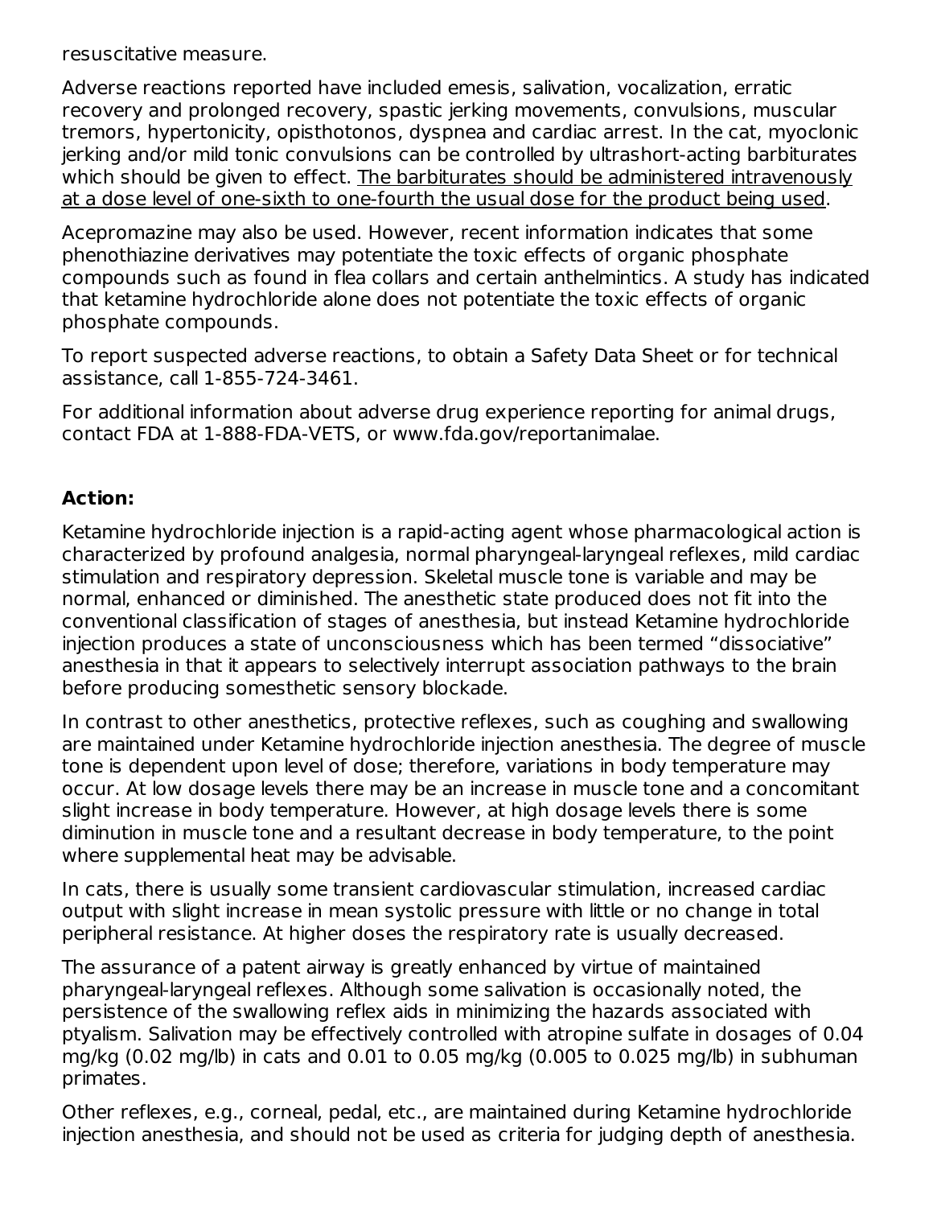resuscitative measure.

Adverse reactions reported have included emesis, salivation, vocalization, erratic recovery and prolonged recovery, spastic jerking movements, convulsions, muscular tremors, hypertonicity, opisthotonos, dyspnea and cardiac arrest. In the cat, myoclonic jerking and/or mild tonic convulsions can be controlled by ultrashort-acting barbiturates which should be given to effect. <u>The barbiturates should be administered intravenously at a dose level of one-sixth to one-fourth the usual dose for the product being used</u>.

Acepromazine may also be used. However, recent information indicates that some phenothiazine derivatives may potentiate the toxic effects of organic phosphate compounds such as found in flea collars and certain anthelmintics. A study has indicated that ketamine hydrochloride alone does not potentiate the toxic effects of organic phosphate compounds.

To report suspected adverse reactions, to obtain a Safety Data Sheet or for technical assistance, call 1-855-724-3461.

For additional information about adverse drug experience reporting for animal drugs, contact FDA at 1-888-FDA-VETS, or www.fda.gov/reportanimalae.

## Action:

Ketamine hydrochloride injection is a rapid-acting agent whose pharmacological action is characterized by profound analgesia, normal pharyngeal-laryngeal reflexes, mild cardiac stimulation and respiratory depression. Skeletal muscle tone is variable and may be normal, enhanced or diminished. The anesthetic state produced does not fit into the conventional classification of stages of anesthesia, but instead Ketamine hydrochloride injection produces a state of unconsciousness which has been termed "dissociative" anesthesia in that it appears to selectively interrupt association pathways to the brain before producing somesthetic sensory blockade.

In contrast to other anesthetics, protective reflexes, such as coughing and swallowing are maintained under Ketamine hydrochloride injection anesthesia. The degree of muscle tone is dependent upon level of dose; therefore, variations in body temperature may occur. At low dosage levels there may be an increase in muscle tone and a concomitant slight increase in body temperature. However, at high dosage levels there is some diminution in muscle tone and a resultant decrease in body temperature, to the point where supplemental heat may be advisable.

In cats, there is usually some transient cardiovascular stimulation, increased cardiac output with slight increase in mean systolic pressure with little or no change in total peripheral resistance. At higher doses the respiratory rate is usually decreased.

The assurance of a patent airway is greatly enhanced by virtue of maintained pharyngeal-laryngeal reflexes. Although some salivation is occasionally noted, the persistence of the swallowing reflex aids in minimizing the hazards associated with ptyalism. Salivation may be effectively controlled with atropine sulfate in dosages of 0.04 mg/kg (0.02 mg/lb) in cats and 0.01 to 0.05 mg/kg (0.005 to 0.025 mg/lb) in subhuman primates.

Other reflexes, e.g., corneal, pedal, etc., are maintained during Ketamine hydrochloride injection anesthesia, and should not be used as criteria for judging depth of anesthesia.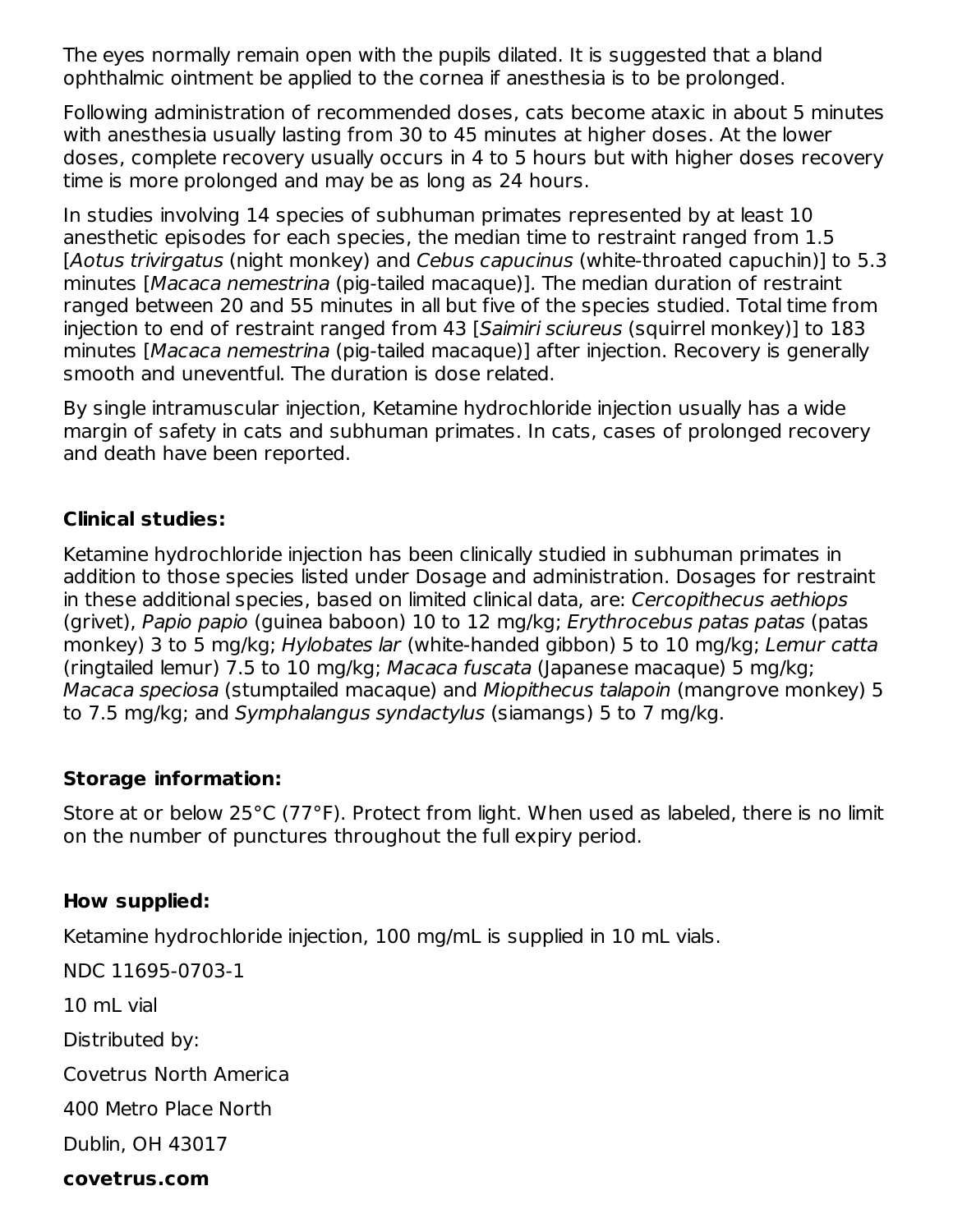The eyes normally remain open with the pupils dilated. It is suggested that a bland ophthalmic ointment be applied to the cornea if anesthesia is to be prolonged.

Following administration of recommended doses, cats become ataxic in about 5 minutes with anesthesia usually lasting from 30 to 45 minutes at higher doses. At the lower doses, complete recovery usually occurs in 4 to 5 hours but with higher doses recovery time is more prolonged and may be as long as 24 hours.

In studies involving 14 species of subhuman primates represented by at least 10 anesthetic episodes for each species, the median time to restraint ranged from 1.5 [*Aotus trivirgatus* (night monkey) and *Cebus capucinus* (white-throated capuchin)] to 5.3 minutes [*Macaca nemestrina* (pig-tailed macaque)]. The median duration of restraint ranged between 20 and 55 minutes in all but five of the species studied. Total time from injection to end of restraint ranged from 43 [*Saimiri sciureus* (squirrel monkey)] to 183 minutes [*Macaca nemestrina* (pig-tailed macaque)] after injection. Recovery is generally smooth and uneventful. The duration is dose related.

By single intramuscular injection, Ketamine hydrochloride injection usually has a wide margin of safety in cats and subhuman primates. In cats, cases of prolonged recovery and death have been reported.

**Clinical studies:**

Ketamine hydrochloride injection has been clinically studied in subhuman primates in addition to those species listed under Dosage and administration. Dosages for restraint in these additional species, based on limited clinical data, are: *Cercopithecus aethiops* (grivet), *Papio papio* (guinea baboon) 10 to 12 mg/kg; *Erythrocebus patas patas* (patas monkey) 3 to 5 mg/kg; *Hylobates lar* (white-handed gibbon) 5 to 10 mg/kg; *Lemur catta* (ringtailed lemur) 7.5 to 10 mg/kg; *Macaca fuscata* (Japanese macaque) 5 mg/kg; *Macaca speciosa* (stumptailed macaque) and *Miopithecus talapoin* (mangrove monkey) 5 to 7.5 mg/kg; and *Symphalangus syndactylus* (siamangs) 5 to 7 mg/kg.

**Storage information:**

Store at or below 25°C (77°F). Protect from light. When used as labeled, there is no limit on the number of punctures throughout the full expiry period.

**How supplied:**

Ketamine hydrochloride injection, 100 mg/mL is supplied in 10 mL vials.

NDC 11695-0703-1

10 mL vial

Distributed by:

Covetrus North America

400 Metro Place North

Dublin, OH 43017

**covetrus.com**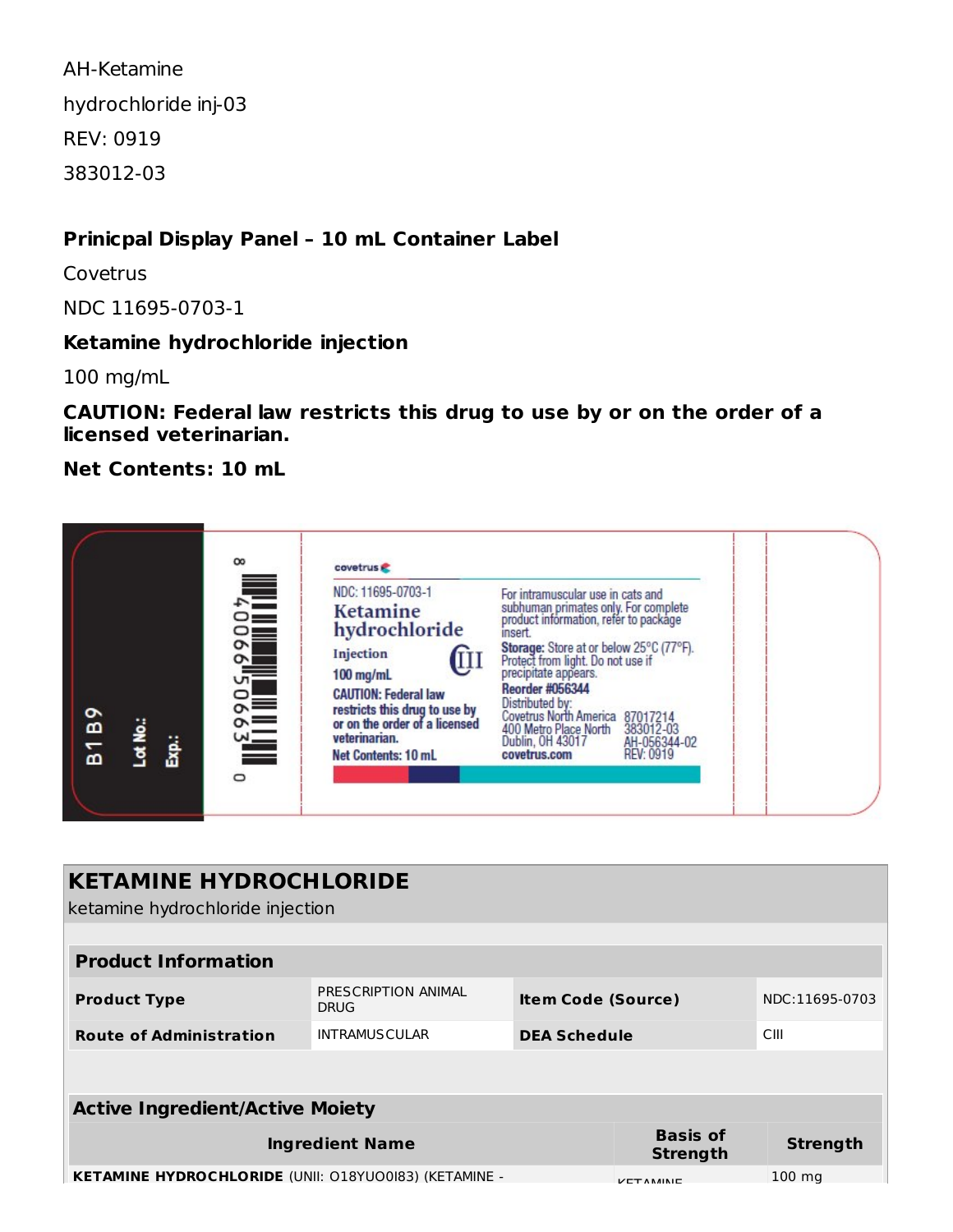AH-Ketamine

hydrochloride inj-03

REV: 0919

383012-03

**Prinicpal Display Panel – 10 mL Container Label**

Covetrus

NDC 11695-0703-1

**Ketamine hydrochloride injection**

100 mg/mL

**CAUTION: Federal law restricts this drug to use by or on the order of a licensed veterinarian.**

**Net Contents: 10 mL**

B1B9

Lot No.:

Exp.:

covetrus

NDC: 11695-0703-1

Ketamine hydrochloride

Injection

CIII

100 mg/mL

CAUTION: Federal law restricts this drug to use by or on the order of a licensed veterinarian.

Net Contents: 10 mL

For intramuscular use in cats and subhuman primates only. For complete product information, refer to package insert.

Storage: Store at or below 25°C (77°F). Protect from light. Do not use if precipitate appears.

Reorder #056344

Distributed by:
Covetrus North America
400 Metro Place North
Dublin, OH 43017
covetrus.com

87017214
383012-03
AH-056344-02
REV: 0919

## KETAMINE HYDROCHLORIDE

ketamine hydrochloride injection

| **Product Information** | | | |
|---|---|---|---|
| **Product Type** | PRESCRIPTION ANIMAL DRUG | **Item Code (Source)** | NDC:11695-0703 |
| **Route of Administration** | INTRAMUSCULAR | **DEA Schedule** | CIII |

| **Active Ingredient/Active Moiety** | | |
|---|---|---|
| **Ingredient Name** | **Basis of Strength** | **Strength** |
| **KETAMINE HYDROCHLORIDE** (UNII: O18YUO0I83) (KETAMINE - | KETAMINE | 100 mg |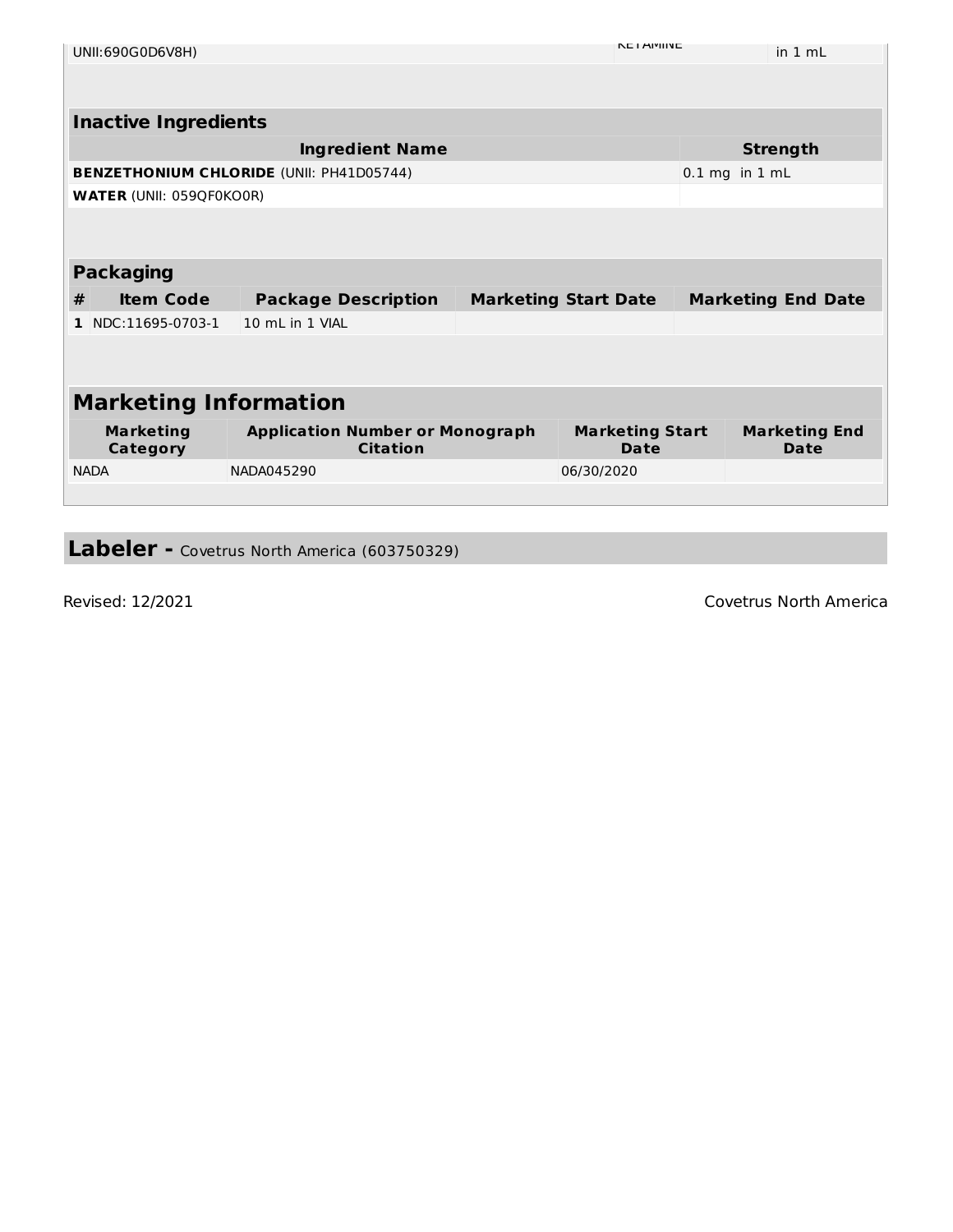| | | | |
|---|---|---|---|
| UNII:690G0D6V8H) | | KETAMINE | in 1 mL |

| Inactive Ingredients | |
|---|---|
| **Ingredient Name** | **Strength** |
| **BENZETHONIUM CHLORIDE** (UNII: PH41D05744) | 0.1 mg in 1 mL |
| **WATER** (UNII: 059QF0KO0R) | |

| Packaging | | | | |
|---|---|---|---|---|
| **#** | **Item Code** | **Package Description** | **Marketing Start Date** | **Marketing End Date** |
| 1 | NDC:11695-0703-1 | 10 mL in 1 VIAL | | |

| Marketing Information | | | |
|---|---|---|---|
| **Marketing Category** | **Application Number or Monograph Citation** | **Marketing Start Date** | **Marketing End Date** |
| NADA | NADA045290 | 06/30/2020 | |

**Labeler -** Covetrus North America (603750329)

Revised: 12/2021

Covetrus North America